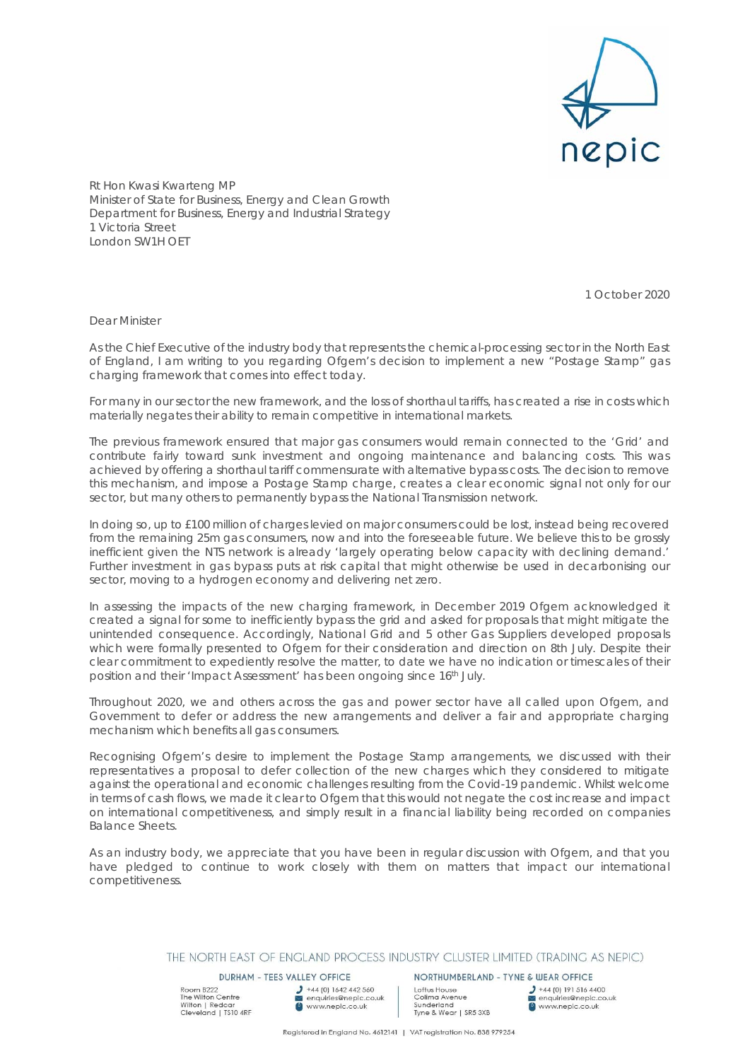nepic

Rt Hon Kwasi Kwarteng MP
Minister of State for Business, Energy and Clean Growth
Department for Business, Energy and Industrial Strategy
1 Victoria Street
London SW1H OET

1 October 2020

Dear Minister

As the Chief Executive of the industry body that represents the chemical-processing sector in the North East of England, I am writing to you regarding Ofgem's decision to implement a new "Postage Stamp" gas charging framework that comes into effect today.

For many in our sector the new framework, and the loss of shorthaul tariffs, has created a rise in costs which materially negates their ability to remain competitive in international markets.

The previous framework ensured that major gas consumers would remain connected to the 'Grid' and contribute fairly toward sunk investment and ongoing maintenance and balancing costs. This was achieved by offering a shorthaul tariff commensurate with alternative bypass costs. The decision to remove this mechanism, and impose a Postage Stamp charge, creates a clear economic signal not only for our sector, but many others to permanently bypass the National Transmission network.

In doing so, up to £100 million of charges levied on major consumers could be lost, instead being recovered from the remaining 25m gas consumers, now and into the foreseeable future. We believe this to be grossly inefficient given the NTS network is already 'largely operating below capacity with declining demand.' Further investment in gas bypass puts at risk capital that might otherwise be used in decarbonising our sector, moving to a hydrogen economy and delivering net zero.

In assessing the impacts of the new charging framework, in December 2019 Ofgem acknowledged it created a signal for some to inefficiently bypass the grid and asked for proposals that might mitigate the unintended consequence. Accordingly, National Grid and 5 other Gas Suppliers developed proposals which were formally presented to Ofgem for their consideration and direction on 8th July. Despite their clear commitment to expediently resolve the matter, to date we have no indication or timescales of their position and their 'Impact Assessment' has been ongoing since 16th July.

Throughout 2020, we and others across the gas and power sector have all called upon Ofgem, and Government to defer or address the new arrangements and deliver a fair and appropriate charging mechanism which benefits all gas consumers.

Recognising Ofgem's desire to implement the Postage Stamp arrangements, we discussed with their representatives a proposal to defer collection of the new charges which they considered to mitigate against the operational and economic challenges resulting from the Covid-19 pandemic. Whilst welcome in terms of cash flows, we made it clear to Ofgem that this would not negate the cost increase and impact on international competitiveness, and simply result in a financial liability being recorded on companies Balance Sheets.

As an industry body, we appreciate that you have been in regular discussion with Ofgem, and that you have pledged to continue to work closely with them on matters that impact our international competitiveness.

THE NORTH EAST OF ENGLAND PROCESS INDUSTRY CLUSTER LIMITED (TRADING AS NEPIC)

DURHAM - TEES VALLEY OFFICE
Room B222
The Wilton Centre
Wilton | Redcar
Cleveland | TS10 4RF
+44 (0) 1642 442 560
enquiries@nepic.co.uk
www.nepic.co.uk

NORTHUMBERLAND - TYNE & WEAR OFFICE
Loftus House
Colima Avenue
Sunderland
Tyne & Wear | SR5 3XB
+44 (0) 191 516 4400
enquiries@nepic.co.uk
www.nepic.co.uk

Registered in England No. 4612141 | VAT registration No. 838 979254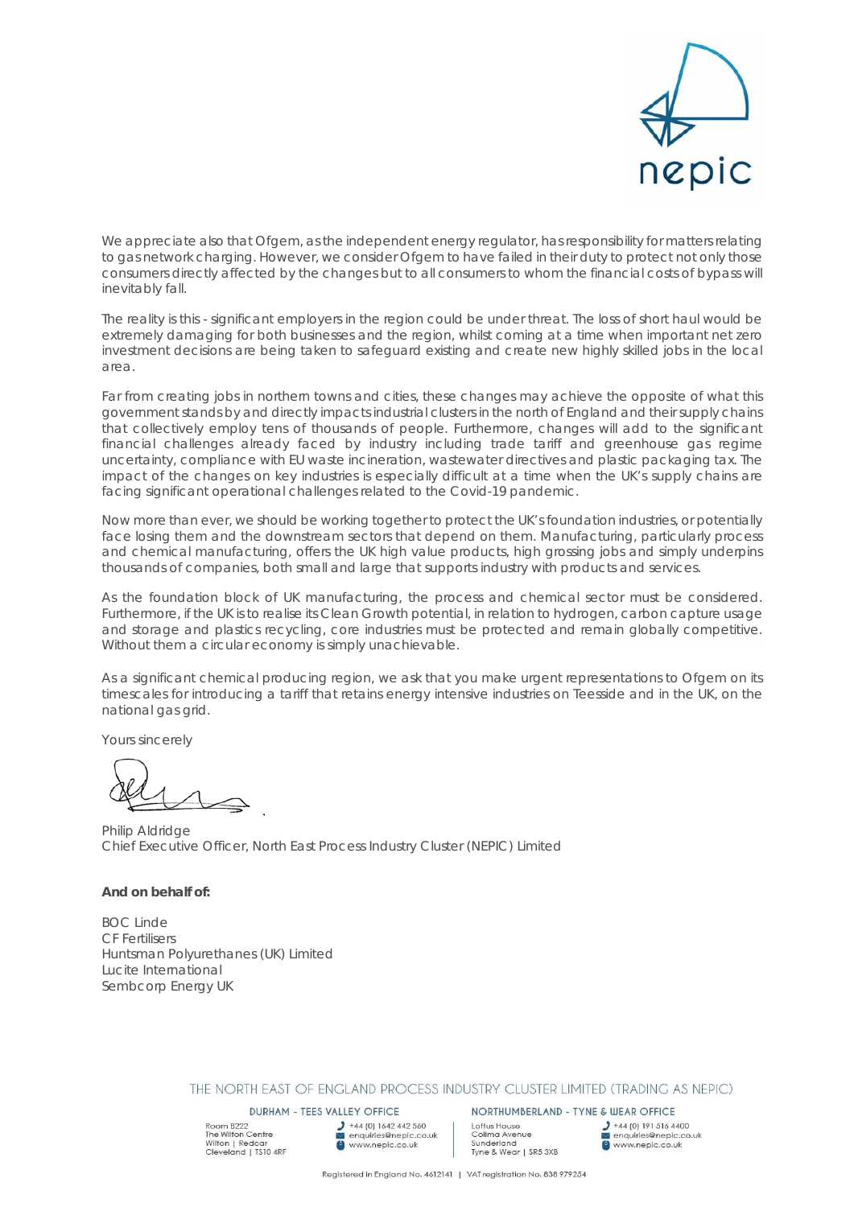We appreciate also that Ofgem, as the independent energy regulator, has responsibility for matters relating to gas network charging. However, we consider Ofgem to have failed in their duty to protect not only those consumers directly affected by the changes but to all consumers to whom the financial costs of bypass will inevitably fall.

The reality is this - significant employers in the region could be under threat. The loss of short haul would be extremely damaging for both businesses and the region, whilst coming at a time when important net zero investment decisions are being taken to safeguard existing and create new highly skilled jobs in the local area.

Far from creating jobs in northern towns and cities, these changes may achieve the opposite of what this government stands by and directly impacts industrial clusters in the north of England and their supply chains that collectively employ tens of thousands of people. Furthermore, changes will add to the significant financial challenges already faced by industry including trade tariff and greenhouse gas regime uncertainty, compliance with EU waste incineration, wastewater directives and plastic packaging tax. The impact of the changes on key industries is especially difficult at a time when the UK's supply chains are facing significant operational challenges related to the Covid-19 pandemic.

Now more than ever, we should be working together to protect the UK's foundation industries, or potentially face losing them and the downstream sectors that depend on them. Manufacturing, particularly process and chemical manufacturing, offers the UK high value products, high grossing jobs and simply underpins thousands of companies, both small and large that supports industry with products and services.

As the foundation block of UK manufacturing, the process and chemical sector must be considered. Furthermore, if the UK is to realise its Clean Growth potential, in relation to hydrogen, carbon capture usage and storage and plastics recycling, core industries must be protected and remain globally competitive. Without them a circular economy is simply unachievable.

As a significant chemical producing region, we ask that you make urgent representations to Ofgem on its timescales for introducing a tariff that retains energy intensive industries on Teesside and in the UK, on the national gas grid.

Yours sincerely

Philip Aldridge
Chief Executive Officer, North East Process Industry Cluster (NEPIC) Limited

**And on behalf of:**

BOC Linde
CF Fertilisers
Huntsman Polyurethanes (UK) Limited
Lucite International
Sembcorp Energy UK

THE NORTH EAST OF ENGLAND PROCESS INDUSTRY CLUSTER LIMITED (TRADING AS NEPIC)

DURHAM - TEES VALLEY OFFICE
Room B222
The Wilton Centre
Wilton | Redcar
Cleveland | TS10 4RF
+44 (0) 1642 442 560
enquiries@nepic.co.uk
www.nepic.co.uk

NORTHUMBERLAND - TYNE & WEAR OFFICE
Loftus House
Colima Avenue
Sunderland
Tyne & Wear | SR5 3XB
+44 (0) 191 516 4400
enquiries@nepic.co.uk
www.nepic.co.uk

Registered in England No. 4612141 | VAT registration No. 838 979254